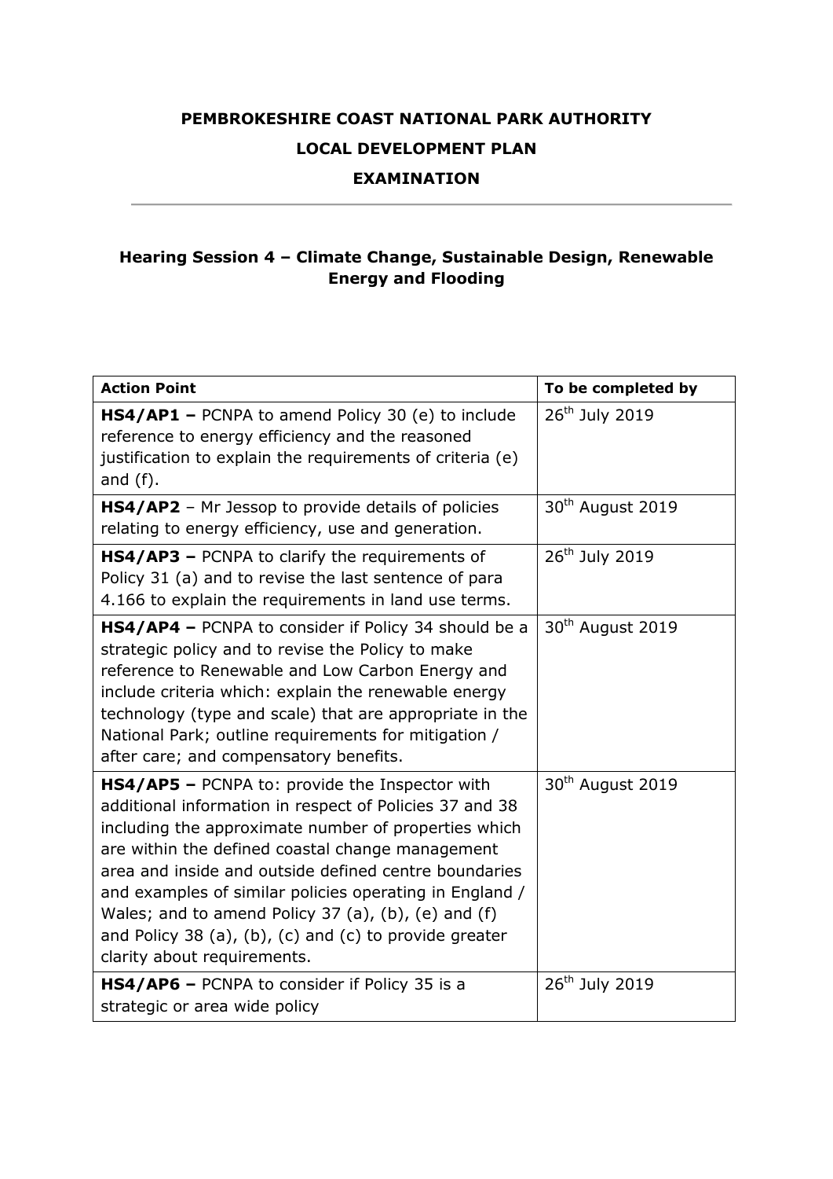**PEMBROKESHIRE COAST NATIONAL PARK AUTHORITY**

**LOCAL DEVELOPMENT PLAN**

**EXAMINATION**

---

### Hearing Session 4 – Climate Change, Sustainable Design, Renewable Energy and Flooding

| Action Point | To be completed by |
|---|---|
| **HS4/AP1 –** PCNPA to amend Policy 30 (e) to include reference to energy efficiency and the reasoned justification to explain the requirements of criteria (e) and (f). | 26th July 2019 |
| **HS4/AP2** – Mr Jessop to provide details of policies relating to energy efficiency, use and generation. | 30th August 2019 |
| **HS4/AP3 –** PCNPA to clarify the requirements of Policy 31 (a) and to revise the last sentence of para 4.166 to explain the requirements in land use terms. | 26th July 2019 |
| **HS4/AP4 –** PCNPA to consider if Policy 34 should be a strategic policy and to revise the Policy to make reference to Renewable and Low Carbon Energy and include criteria which: explain the renewable energy technology (type and scale) that are appropriate in the National Park; outline requirements for mitigation / after care; and compensatory benefits. | 30th August 2019 |
| **HS4/AP5 –** PCNPA to: provide the Inspector with additional information in respect of Policies 37 and 38 including the approximate number of properties which are within the defined coastal change management area and inside and outside defined centre boundaries and examples of similar policies operating in England / Wales; and to amend Policy 37 (a), (b), (e) and (f) and Policy 38 (a), (b), (c) and (c) to provide greater clarity about requirements. | 30th August 2019 |
| **HS4/AP6 –** PCNPA to consider if Policy 35 is a strategic or area wide policy | 26th July 2019 |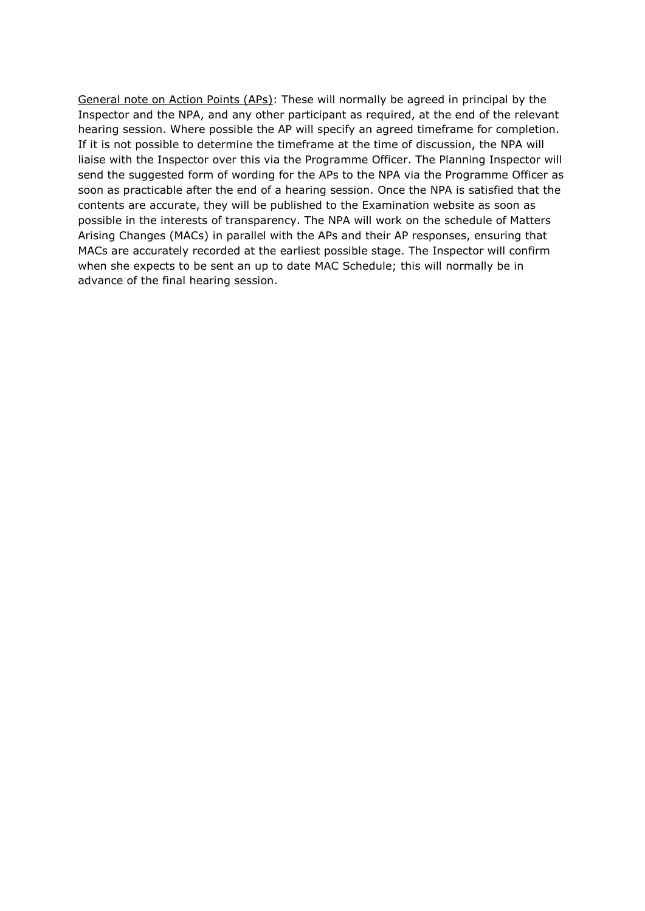<u>General note on Action Points (APs)</u>: These will normally be agreed in principal by the Inspector and the NPA, and any other participant as required, at the end of the relevant hearing session. Where possible the AP will specify an agreed timeframe for completion. If it is not possible to determine the timeframe at the time of discussion, the NPA will liaise with the Inspector over this via the Programme Officer. The Planning Inspector will send the suggested form of wording for the APs to the NPA via the Programme Officer as soon as practicable after the end of a hearing session. Once the NPA is satisfied that the contents are accurate, they will be published to the Examination website as soon as possible in the interests of transparency. The NPA will work on the schedule of Matters Arising Changes (MACs) in parallel with the APs and their AP responses, ensuring that MACs are accurately recorded at the earliest possible stage. The Inspector will confirm when she expects to be sent an up to date MAC Schedule; this will normally be in advance of the final hearing session.